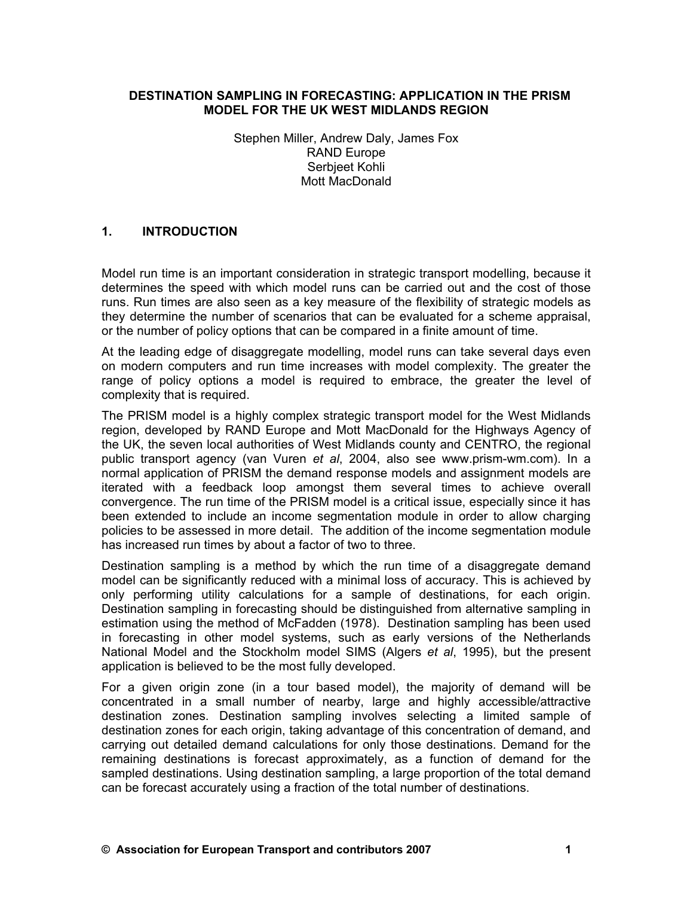# DESTINATION SAMPLING IN FORECASTING: APPLICATION IN THE PRISM MODEL FOR THE UK WEST MIDLANDS REGION

Stephen Miller, Andrew Daly, James Fox
RAND Europe
Serbjeet Kohli
Mott MacDonald

## 1. INTRODUCTION

Model run time is an important consideration in strategic transport modelling, because it determines the speed with which model runs can be carried out and the cost of those runs. Run times are also seen as a key measure of the flexibility of strategic models as they determine the number of scenarios that can be evaluated for a scheme appraisal, or the number of policy options that can be compared in a finite amount of time.

At the leading edge of disaggregate modelling, model runs can take several days even on modern computers and run time increases with model complexity. The greater the range of policy options a model is required to embrace, the greater the level of complexity that is required.

The PRISM model is a highly complex strategic transport model for the West Midlands region, developed by RAND Europe and Mott MacDonald for the Highways Agency of the UK, the seven local authorities of West Midlands county and CENTRO, the regional public transport agency (van Vuren *et al*, 2004, also see www.prism-wm.com). In a normal application of PRISM the demand response models and assignment models are iterated with a feedback loop amongst them several times to achieve overall convergence. The run time of the PRISM model is a critical issue, especially since it has been extended to include an income segmentation module in order to allow charging policies to be assessed in more detail. The addition of the income segmentation module has increased run times by about a factor of two to three.

Destination sampling is a method by which the run time of a disaggregate demand model can be significantly reduced with a minimal loss of accuracy. This is achieved by only performing utility calculations for a sample of destinations, for each origin. Destination sampling in forecasting should be distinguished from alternative sampling in estimation using the method of McFadden (1978). Destination sampling has been used in forecasting in other model systems, such as early versions of the Netherlands National Model and the Stockholm model SIMS (Algers *et al*, 1995), but the present application is believed to be the most fully developed.

For a given origin zone (in a tour based model), the majority of demand will be concentrated in a small number of nearby, large and highly accessible/attractive destination zones. Destination sampling involves selecting a limited sample of destination zones for each origin, taking advantage of this concentration of demand, and carrying out detailed demand calculations for only those destinations. Demand for the remaining destinations is forecast approximately, as a function of demand for the sampled destinations. Using destination sampling, a large proportion of the total demand can be forecast accurately using a fraction of the total number of destinations.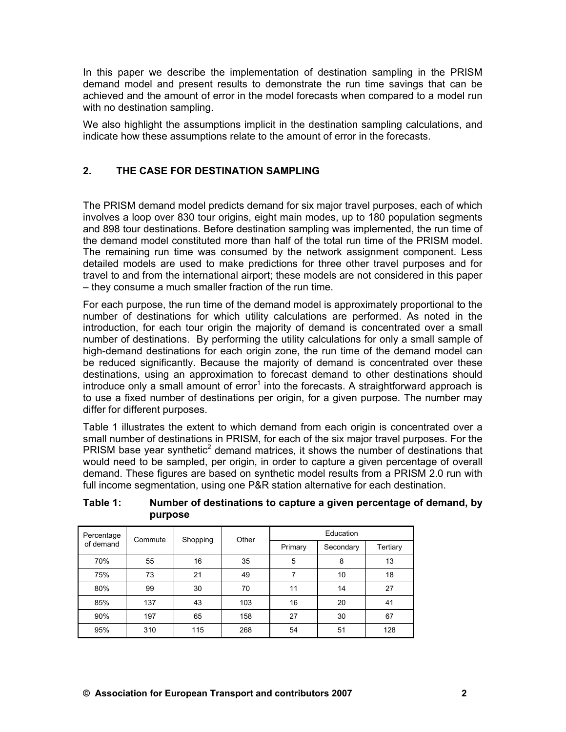In this paper we describe the implementation of destination sampling in the PRISM demand model and present results to demonstrate the run time savings that can be achieved and the amount of error in the model forecasts when compared to a model run with no destination sampling.

We also highlight the assumptions implicit in the destination sampling calculations, and indicate how these assumptions relate to the amount of error in the forecasts.

## 2. THE CASE FOR DESTINATION SAMPLING

The PRISM demand model predicts demand for six major travel purposes, each of which involves a loop over 830 tour origins, eight main modes, up to 180 population segments and 898 tour destinations. Before destination sampling was implemented, the run time of the demand model constituted more than half of the total run time of the PRISM model. The remaining run time was consumed by the network assignment component. Less detailed models are used to make predictions for three other travel purposes and for travel to and from the international airport; these models are not considered in this paper – they consume a much smaller fraction of the run time.

For each purpose, the run time of the demand model is approximately proportional to the number of destinations for which utility calculations are performed. As noted in the introduction, for each tour origin the majority of demand is concentrated over a small number of destinations. By performing the utility calculations for only a small sample of high-demand destinations for each origin zone, the run time of the demand model can be reduced significantly. Because the majority of demand is concentrated over these destinations, using an approximation to forecast demand to other destinations should introduce only a small amount of error[1] into the forecasts. A straightforward approach is to use a fixed number of destinations per origin, for a given purpose. The number may differ for different purposes.

Table 1 illustrates the extent to which demand from each origin is concentrated over a small number of destinations in PRISM, for each of the six major travel purposes. For the PRISM base year synthetic[2] demand matrices, it shows the number of destinations that would need to be sampled, per origin, in order to capture a given percentage of overall demand. These figures are based on synthetic model results from a PRISM 2.0 run with full income segmentation, using one P&R station alternative for each destination.

**Table 1: Number of destinations to capture a given percentage of demand, by purpose**

| Percentage of demand | Commute | Shopping | Other | Education | | |
|---|---|---|---|---|---|---|
| | | | | Primary | Secondary | Tertiary |
| 70% | 55 | 16 | 35 | 5 | 8 | 13 |
| 75% | 73 | 21 | 49 | 7 | 10 | 18 |
| 80% | 99 | 30 | 70 | 11 | 14 | 27 |
| 85% | 137 | 43 | 103 | 16 | 20 | 41 |
| 90% | 197 | 65 | 158 | 27 | 30 | 67 |
| 95% | 310 | 115 | 268 | 54 | 51 | 128 |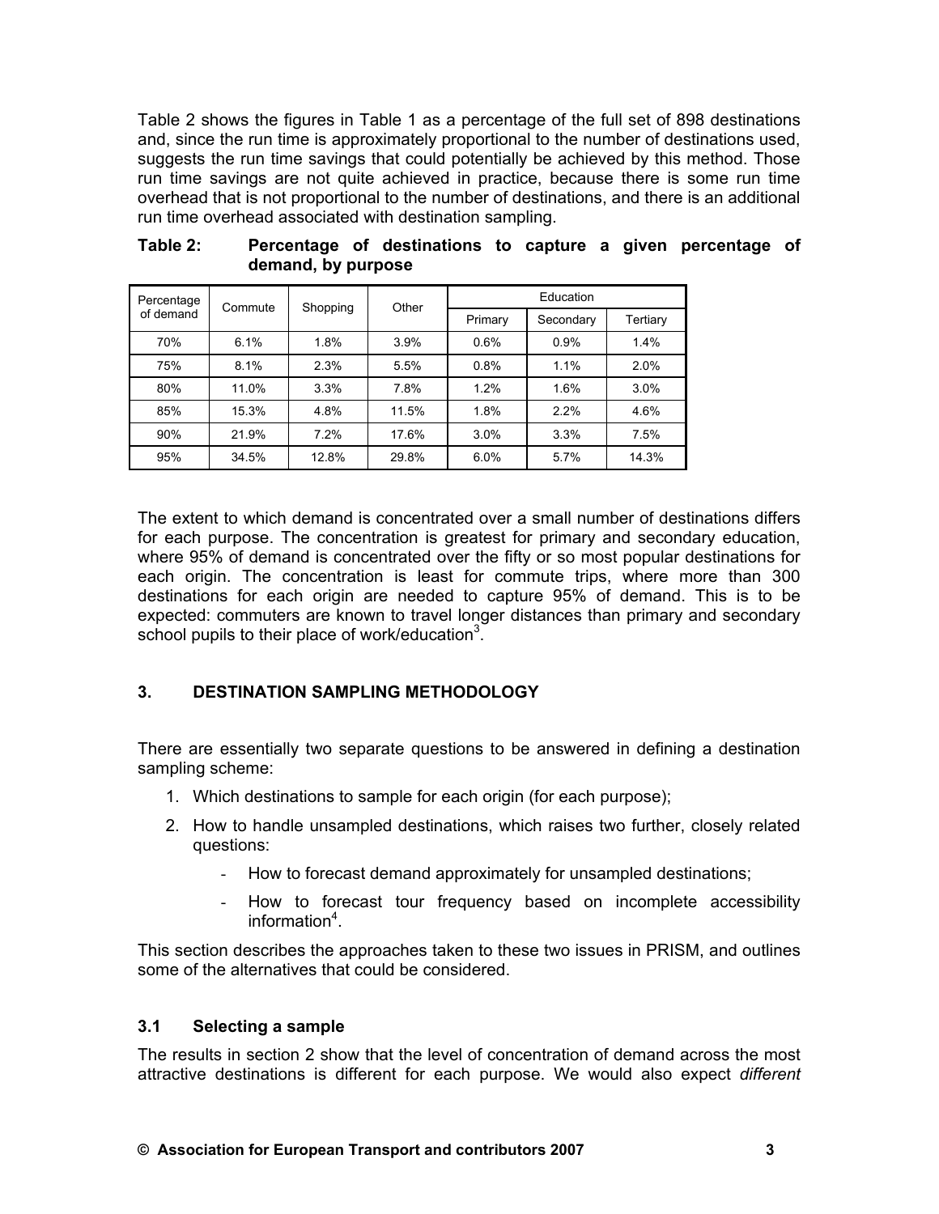Table 2 shows the figures in Table 1 as a percentage of the full set of 898 destinations and, since the run time is approximately proportional to the number of destinations used, suggests the run time savings that could potentially be achieved by this method. Those run time savings are not quite achieved in practice, because there is some run time overhead that is not proportional to the number of destinations, and there is an additional run time overhead associated with destination sampling.

**Table 2: Percentage of destinations to capture a given percentage of demand, by purpose**

| Percentage of demand | Commute | Shopping | Other | Education | | |
|---|---|---|---|---|---|---|
| | | | | Primary | Secondary | Tertiary |
| 70% | 6.1% | 1.8% | 3.9% | 0.6% | 0.9% | 1.4% |
| 75% | 8.1% | 2.3% | 5.5% | 0.8% | 1.1% | 2.0% |
| 80% | 11.0% | 3.3% | 7.8% | 1.2% | 1.6% | 3.0% |
| 85% | 15.3% | 4.8% | 11.5% | 1.8% | 2.2% | 4.6% |
| 90% | 21.9% | 7.2% | 17.6% | 3.0% | 3.3% | 7.5% |
| 95% | 34.5% | 12.8% | 29.8% | 6.0% | 5.7% | 14.3% |

The extent to which demand is concentrated over a small number of destinations differs for each purpose. The concentration is greatest for primary and secondary education, where 95% of demand is concentrated over the fifty or so most popular destinations for each origin. The concentration is least for commute trips, where more than 300 destinations for each origin are needed to capture 95% of demand. This is to be expected: commuters are known to travel longer distances than primary and secondary school pupils to their place of work/education[3].

## 3. DESTINATION SAMPLING METHODOLOGY

There are essentially two separate questions to be answered in defining a destination sampling scheme:

1. Which destinations to sample for each origin (for each purpose);
2. How to handle unsampled destinations, which raises two further, closely related questions:
    - How to forecast demand approximately for unsampled destinations;
    - How to forecast tour frequency based on incomplete accessibility information[4].

This section describes the approaches taken to these two issues in PRISM, and outlines some of the alternatives that could be considered.

### 3.1 Selecting a sample

The results in section 2 show that the level of concentration of demand across the most attractive destinations is different for each purpose. We would also expect *different*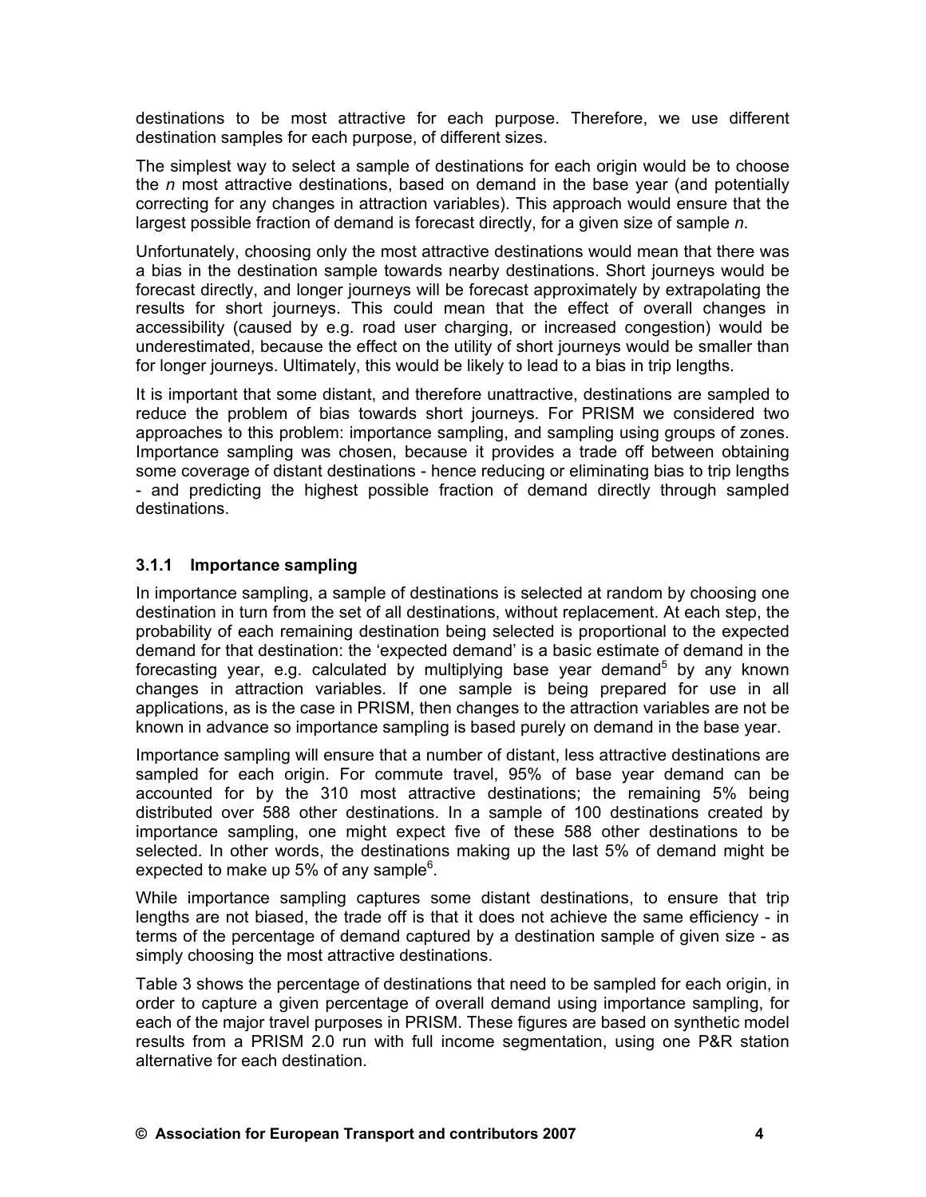destinations to be most attractive for each purpose. Therefore, we use different destination samples for each purpose, of different sizes.

The simplest way to select a sample of destinations for each origin would be to choose the *n* most attractive destinations, based on demand in the base year (and potentially correcting for any changes in attraction variables). This approach would ensure that the largest possible fraction of demand is forecast directly, for a given size of sample *n*.

Unfortunately, choosing only the most attractive destinations would mean that there was a bias in the destination sample towards nearby destinations. Short journeys would be forecast directly, and longer journeys will be forecast approximately by extrapolating the results for short journeys. This could mean that the effect of overall changes in accessibility (caused by e.g. road user charging, or increased congestion) would be underestimated, because the effect on the utility of short journeys would be smaller than for longer journeys. Ultimately, this would be likely to lead to a bias in trip lengths.

It is important that some distant, and therefore unattractive, destinations are sampled to reduce the problem of bias towards short journeys. For PRISM we considered two approaches to this problem: importance sampling, and sampling using groups of zones. Importance sampling was chosen, because it provides a trade off between obtaining some coverage of distant destinations - hence reducing or eliminating bias to trip lengths - and predicting the highest possible fraction of demand directly through sampled destinations.

### 3.1.1 Importance sampling

In importance sampling, a sample of destinations is selected at random by choosing one destination in turn from the set of all destinations, without replacement. At each step, the probability of each remaining destination being selected is proportional to the expected demand for that destination: the 'expected demand' is a basic estimate of demand in the forecasting year, e.g. calculated by multiplying base year demand[5] by any known changes in attraction variables. If one sample is being prepared for use in all applications, as is the case in PRISM, then changes to the attraction variables are not be known in advance so importance sampling is based purely on demand in the base year.

Importance sampling will ensure that a number of distant, less attractive destinations are sampled for each origin. For commute travel, 95% of base year demand can be accounted for by the 310 most attractive destinations; the remaining 5% being distributed over 588 other destinations. In a sample of 100 destinations created by importance sampling, one might expect five of these 588 other destinations to be selected. In other words, the destinations making up the last 5% of demand might be expected to make up 5% of any sample[6].

While importance sampling captures some distant destinations, to ensure that trip lengths are not biased, the trade off is that it does not achieve the same efficiency - in terms of the percentage of demand captured by a destination sample of given size - as simply choosing the most attractive destinations.

Table 3 shows the percentage of destinations that need to be sampled for each origin, in order to capture a given percentage of overall demand using importance sampling, for each of the major travel purposes in PRISM. These figures are based on synthetic model results from a PRISM 2.0 run with full income segmentation, using one P&R station alternative for each destination.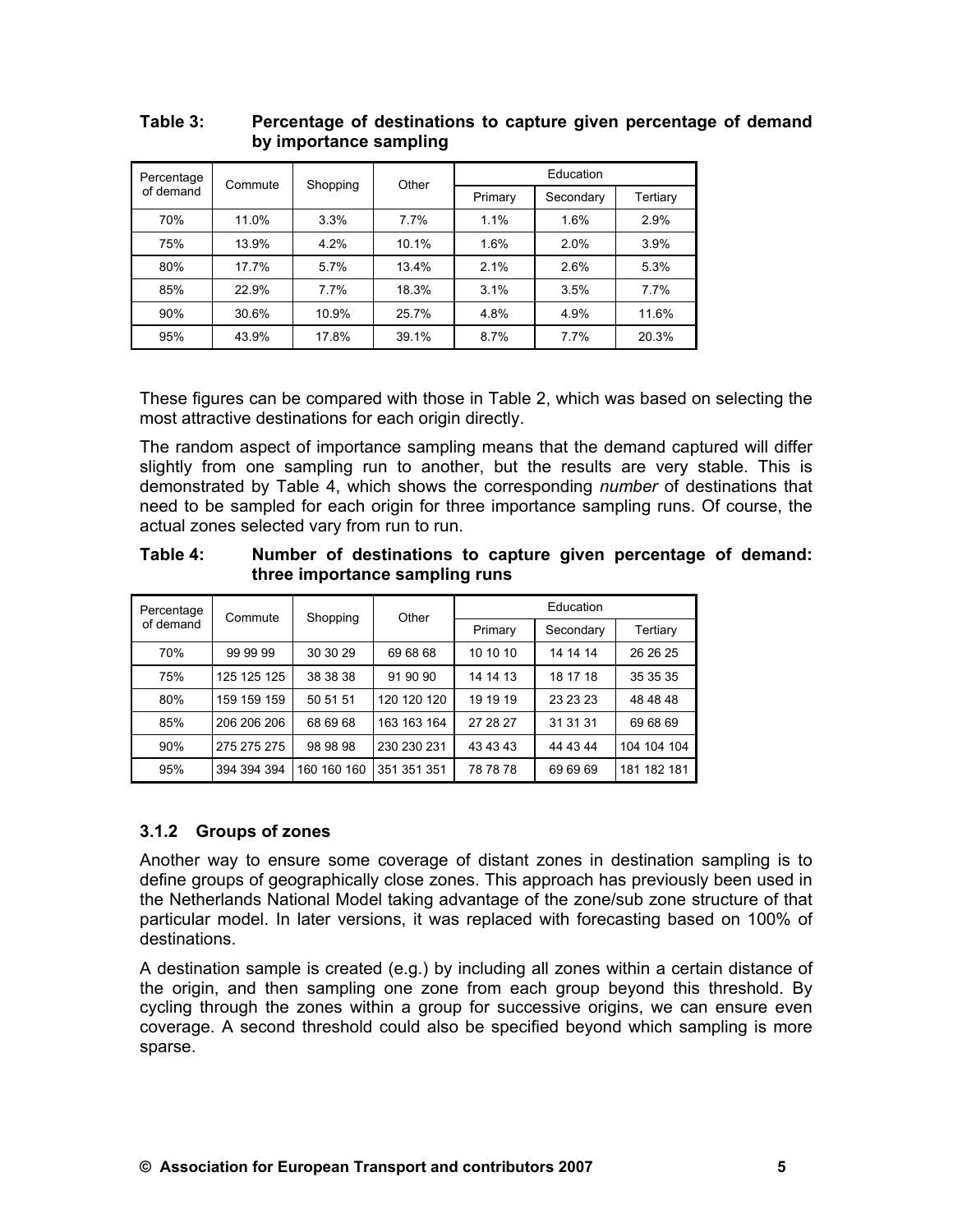**Table 3: Percentage of destinations to capture given percentage of demand by importance sampling**

| Percentage of demand | Commute | Shopping | Other | Education | | |
|---|---|---|---|---|---|---|
| | | | | Primary | Secondary | Tertiary |
| 70% | 11.0% | 3.3% | 7.7% | 1.1% | 1.6% | 2.9% |
| 75% | 13.9% | 4.2% | 10.1% | 1.6% | 2.0% | 3.9% |
| 80% | 17.7% | 5.7% | 13.4% | 2.1% | 2.6% | 5.3% |
| 85% | 22.9% | 7.7% | 18.3% | 3.1% | 3.5% | 7.7% |
| 90% | 30.6% | 10.9% | 25.7% | 4.8% | 4.9% | 11.6% |
| 95% | 43.9% | 17.8% | 39.1% | 8.7% | 7.7% | 20.3% |

These figures can be compared with those in Table 2, which was based on selecting the most attractive destinations for each origin directly.

The random aspect of importance sampling means that the demand captured will differ slightly from one sampling run to another, but the results are very stable. This is demonstrated by Table 4, which shows the corresponding *number* of destinations that need to be sampled for each origin for three importance sampling runs. Of course, the actual zones selected vary from run to run.

**Table 4: Number of destinations to capture given percentage of demand: three importance sampling runs**

| Percentage of demand | Commute | Shopping | Other | Education | | |
|---|---|---|---|---|---|---|
| | | | | Primary | Secondary | Tertiary |
| 70% | 99 99 99 | 30 30 29 | 69 68 68 | 10 10 10 | 14 14 14 | 26 26 25 |
| 75% | 125 125 125 | 38 38 38 | 91 90 90 | 14 14 13 | 18 17 18 | 35 35 35 |
| 80% | 159 159 159 | 50 51 51 | 120 120 120 | 19 19 19 | 23 23 23 | 48 48 48 |
| 85% | 206 206 206 | 68 69 68 | 163 163 164 | 27 28 27 | 31 31 31 | 69 68 69 |
| 90% | 275 275 275 | 98 98 98 | 230 230 231 | 43 43 43 | 44 43 44 | 104 104 104 |
| 95% | 394 394 394 | 160 160 160 | 351 351 351 | 78 78 78 | 69 69 69 | 181 182 181 |

### 3.1.2 Groups of zones

Another way to ensure some coverage of distant zones in destination sampling is to define groups of geographically close zones. This approach has previously been used in the Netherlands National Model taking advantage of the zone/sub zone structure of that particular model. In later versions, it was replaced with forecasting based on 100% of destinations.

A destination sample is created (e.g.) by including all zones within a certain distance of the origin, and then sampling one zone from each group beyond this threshold. By cycling through the zones within a group for successive origins, we can ensure even coverage. A second threshold could also be specified beyond which sampling is more sparse.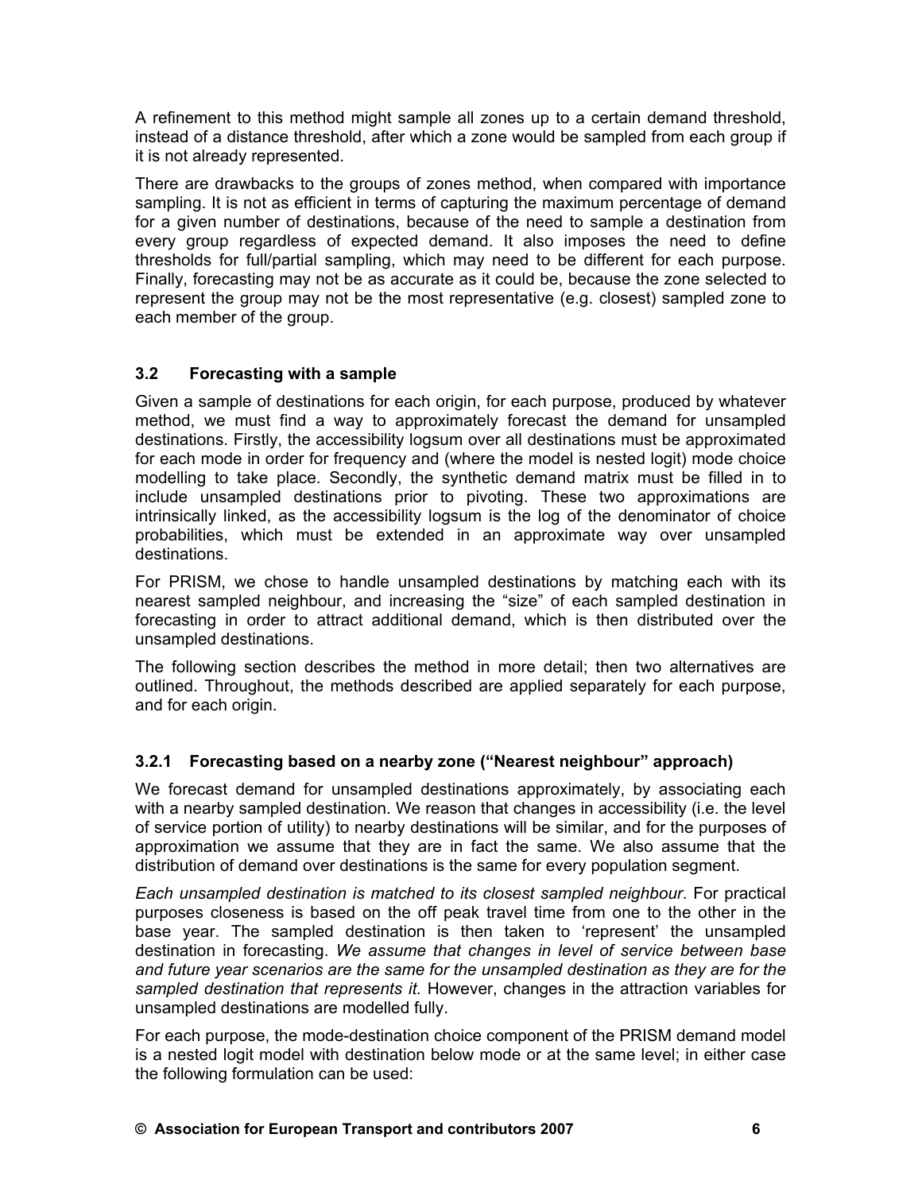A refinement to this method might sample all zones up to a certain demand threshold, instead of a distance threshold, after which a zone would be sampled from each group if it is not already represented.

There are drawbacks to the groups of zones method, when compared with importance sampling. It is not as efficient in terms of capturing the maximum percentage of demand for a given number of destinations, because of the need to sample a destination from every group regardless of expected demand. It also imposes the need to define thresholds for full/partial sampling, which may need to be different for each purpose. Finally, forecasting may not be as accurate as it could be, because the zone selected to represent the group may not be the most representative (e.g. closest) sampled zone to each member of the group.

### 3.2 Forecasting with a sample

Given a sample of destinations for each origin, for each purpose, produced by whatever method, we must find a way to approximately forecast the demand for unsampled destinations. Firstly, the accessibility logsum over all destinations must be approximated for each mode in order for frequency and (where the model is nested logit) mode choice modelling to take place. Secondly, the synthetic demand matrix must be filled in to include unsampled destinations prior to pivoting. These two approximations are intrinsically linked, as the accessibility logsum is the log of the denominator of choice probabilities, which must be extended in an approximate way over unsampled destinations.

For PRISM, we chose to handle unsampled destinations by matching each with its nearest sampled neighbour, and increasing the "size" of each sampled destination in forecasting in order to attract additional demand, which is then distributed over the unsampled destinations.

The following section describes the method in more detail; then two alternatives are outlined. Throughout, the methods described are applied separately for each purpose, and for each origin.

#### 3.2.1 Forecasting based on a nearby zone ("Nearest neighbour" approach)

We forecast demand for unsampled destinations approximately, by associating each with a nearby sampled destination. We reason that changes in accessibility (i.e. the level of service portion of utility) to nearby destinations will be similar, and for the purposes of approximation we assume that they are in fact the same. We also assume that the distribution of demand over destinations is the same for every population segment.

*Each unsampled destination is matched to its closest sampled neighbour*. For practical purposes closeness is based on the off peak travel time from one to the other in the base year. The sampled destination is then taken to 'represent' the unsampled destination in forecasting. *We assume that changes in level of service between base and future year scenarios are the same for the unsampled destination as they are for the sampled destination that represents it.* However, changes in the attraction variables for unsampled destinations are modelled fully.

For each purpose, the mode-destination choice component of the PRISM demand model is a nested logit model with destination below mode or at the same level; in either case the following formulation can be used: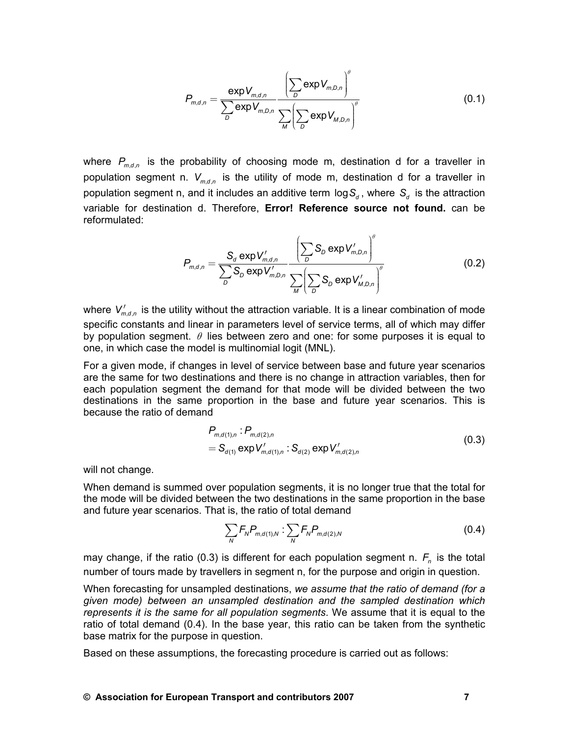$$P_{m,d,n} = \frac{\exp V_{m,d,n}}{\sum_D \exp V_{m,D,n}} \frac{\left( \sum_D \exp V_{m,D,n} \right)^{\theta}}{\sum_M \left( \sum_D \exp V_{M,D,n} \right)^{\theta}} \tag{0.1}$$

where $P_{m,d,n}$ is the probability of choosing mode m, destination d for a traveller in population segment n. $V_{m,d,n}$ is the utility of mode m, destination d for a traveller in population segment n, and it includes an additive term $\log S_d$, where $S_d$ is the attraction variable for destination d. Therefore, **Error! Reference source not found.** can be reformulated:

$$P_{m,d,n} = \frac{S_d \exp V'_{m,d,n}}{\sum_D S_D \exp V'_{m,D,n}} \frac{\left( \sum_D S_D \exp V'_{m,D,n} \right)^{\theta}}{\sum_M \left( \sum_D S_D \exp V'_{M,D,n} \right)^{\theta}} \tag{0.2}$$

where $V'_{m,d,n}$ is the utility without the attraction variable. It is a linear combination of mode specific constants and linear in parameters level of service terms, all of which may differ by population segment. $\theta$ lies between zero and one: for some purposes it is equal to one, in which case the model is multinomial logit (MNL).

For a given mode, if changes in level of service between base and future year scenarios are the same for two destinations and there is no change in attraction variables, then for each population segment the demand for that mode will be divided between the two destinations in the same proportion in the base and future year scenarios. This is because the ratio of demand

$$\begin{aligned} &P_{m,d(1),n} : P_{m,d(2),n} \\ &= S_{d(1)} \exp V'_{m,d(1),n} : S_{d(2)} \exp V'_{m,d(2),n} \end{aligned} \tag{0.3}$$

will not change.

When demand is summed over population segments, it is no longer true that the total for the mode will be divided between the two destinations in the same proportion in the base and future year scenarios. That is, the ratio of total demand

$$\sum_N F_N P_{m,d(1),N} : \sum_N F_N P_{m,d(2),N} \tag{0.4}$$

may change, if the ratio (0.3) is different for each population segment n. $F_n$ is the total number of tours made by travellers in segment n, for the purpose and origin in question.

When forecasting for unsampled destinations, *we assume that the ratio of demand (for a given mode) between an unsampled destination and the sampled destination which represents it is the same for all population segments*. We assume that it is equal to the ratio of total demand (0.4). In the base year, this ratio can be taken from the synthetic base matrix for the purpose in question.

Based on these assumptions, the forecasting procedure is carried out as follows: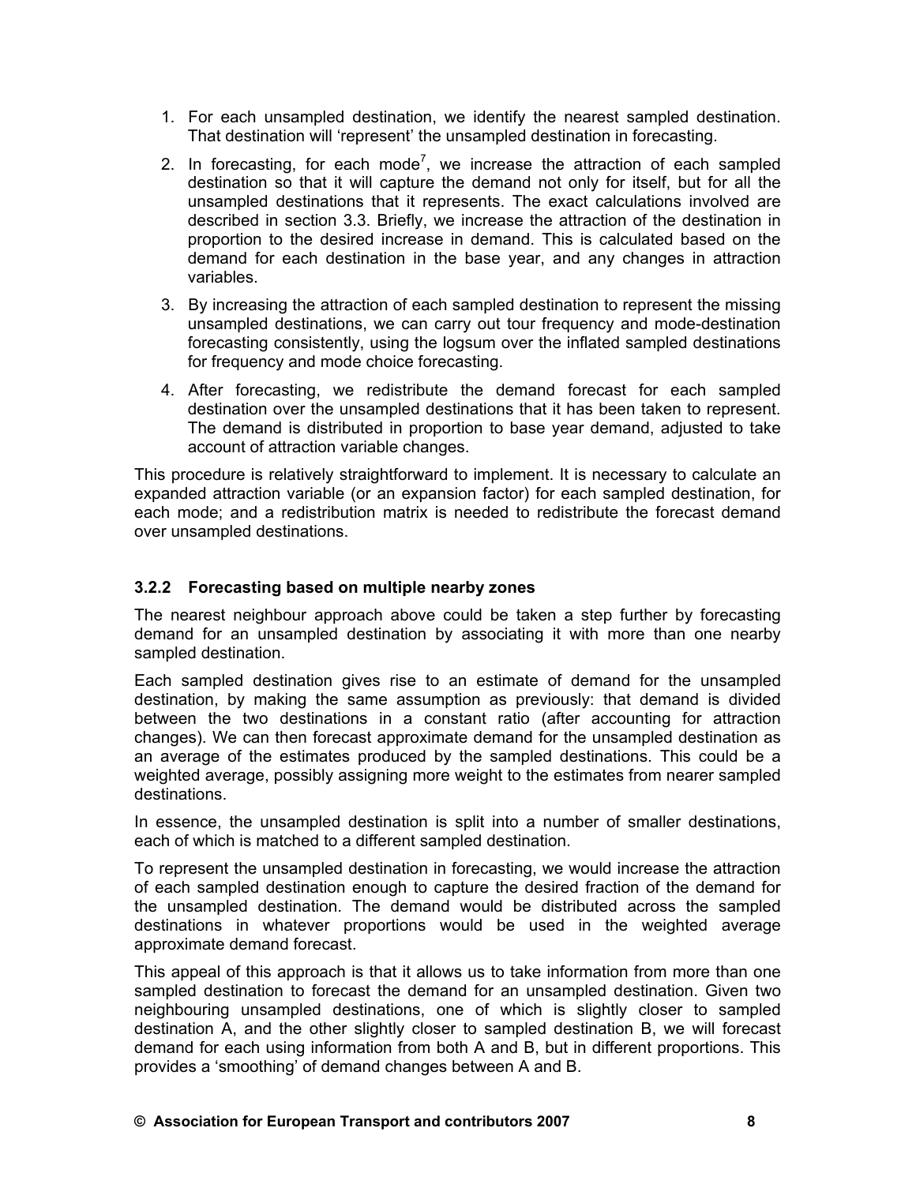1. For each unsampled destination, we identify the nearest sampled destination. That destination will 'represent' the unsampled destination in forecasting.
2. In forecasting, for each mode[7], we increase the attraction of each sampled destination so that it will capture the demand not only for itself, but for all the unsampled destinations that it represents. The exact calculations involved are described in section 3.3. Briefly, we increase the attraction of the destination in proportion to the desired increase in demand. This is calculated based on the demand for each destination in the base year, and any changes in attraction variables.
3. By increasing the attraction of each sampled destination to represent the missing unsampled destinations, we can carry out tour frequency and mode-destination forecasting consistently, using the logsum over the inflated sampled destinations for frequency and mode choice forecasting.
4. After forecasting, we redistribute the demand forecast for each sampled destination over the unsampled destinations that it has been taken to represent. The demand is distributed in proportion to base year demand, adjusted to take account of attraction variable changes.

This procedure is relatively straightforward to implement. It is necessary to calculate an expanded attraction variable (or an expansion factor) for each sampled destination, for each mode; and a redistribution matrix is needed to redistribute the forecast demand over unsampled destinations.

### 3.2.2 Forecasting based on multiple nearby zones

The nearest neighbour approach above could be taken a step further by forecasting demand for an unsampled destination by associating it with more than one nearby sampled destination.

Each sampled destination gives rise to an estimate of demand for the unsampled destination, by making the same assumption as previously: that demand is divided between the two destinations in a constant ratio (after accounting for attraction changes). We can then forecast approximate demand for the unsampled destination as an average of the estimates produced by the sampled destinations. This could be a weighted average, possibly assigning more weight to the estimates from nearer sampled destinations.

In essence, the unsampled destination is split into a number of smaller destinations, each of which is matched to a different sampled destination.

To represent the unsampled destination in forecasting, we would increase the attraction of each sampled destination enough to capture the desired fraction of the demand for the unsampled destination. The demand would be distributed across the sampled destinations in whatever proportions would be used in the weighted average approximate demand forecast.

This appeal of this approach is that it allows us to take information from more than one sampled destination to forecast the demand for an unsampled destination. Given two neighbouring unsampled destinations, one of which is slightly closer to sampled destination A, and the other slightly closer to sampled destination B, we will forecast demand for each using information from both A and B, but in different proportions. This provides a 'smoothing' of demand changes between A and B.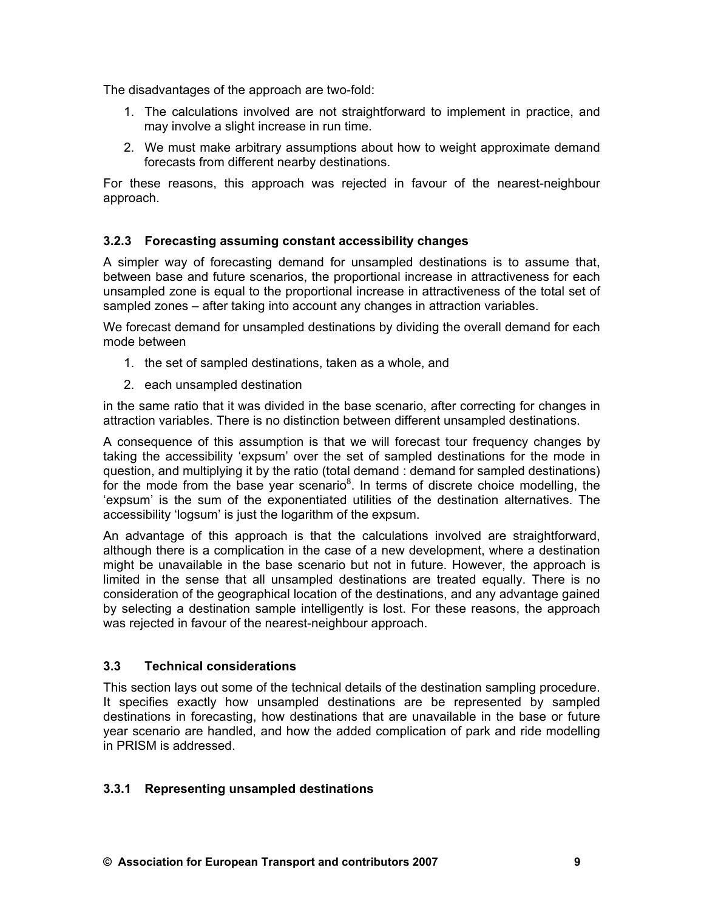The disadvantages of the approach are two-fold:

1. The calculations involved are not straightforward to implement in practice, and may involve a slight increase in run time.
2. We must make arbitrary assumptions about how to weight approximate demand forecasts from different nearby destinations.

For these reasons, this approach was rejected in favour of the nearest-neighbour approach.

### 3.2.3 Forecasting assuming constant accessibility changes

A simpler way of forecasting demand for unsampled destinations is to assume that, between base and future scenarios, the proportional increase in attractiveness for each unsampled zone is equal to the proportional increase in attractiveness of the total set of sampled zones – after taking into account any changes in attraction variables.

We forecast demand for unsampled destinations by dividing the overall demand for each mode between

1. the set of sampled destinations, taken as a whole, and
2. each unsampled destination

in the same ratio that it was divided in the base scenario, after correcting for changes in attraction variables. There is no distinction between different unsampled destinations.

A consequence of this assumption is that we will forecast tour frequency changes by taking the accessibility 'expsum' over the set of sampled destinations for the mode in question, and multiplying it by the ratio (total demand : demand for sampled destinations) for the mode from the base year scenario[8]. In terms of discrete choice modelling, the 'expsum' is the sum of the exponentiated utilities of the destination alternatives. The accessibility 'logsum' is just the logarithm of the expsum.

An advantage of this approach is that the calculations involved are straightforward, although there is a complication in the case of a new development, where a destination might be unavailable in the base scenario but not in future. However, the approach is limited in the sense that all unsampled destinations are treated equally. There is no consideration of the geographical location of the destinations, and any advantage gained by selecting a destination sample intelligently is lost. For these reasons, the approach was rejected in favour of the nearest-neighbour approach.

## 3.3 Technical considerations

This section lays out some of the technical details of the destination sampling procedure. It specifies exactly how unsampled destinations are be represented by sampled destinations in forecasting, how destinations that are unavailable in the base or future year scenario are handled, and how the added complication of park and ride modelling in PRISM is addressed.

### 3.3.1 Representing unsampled destinations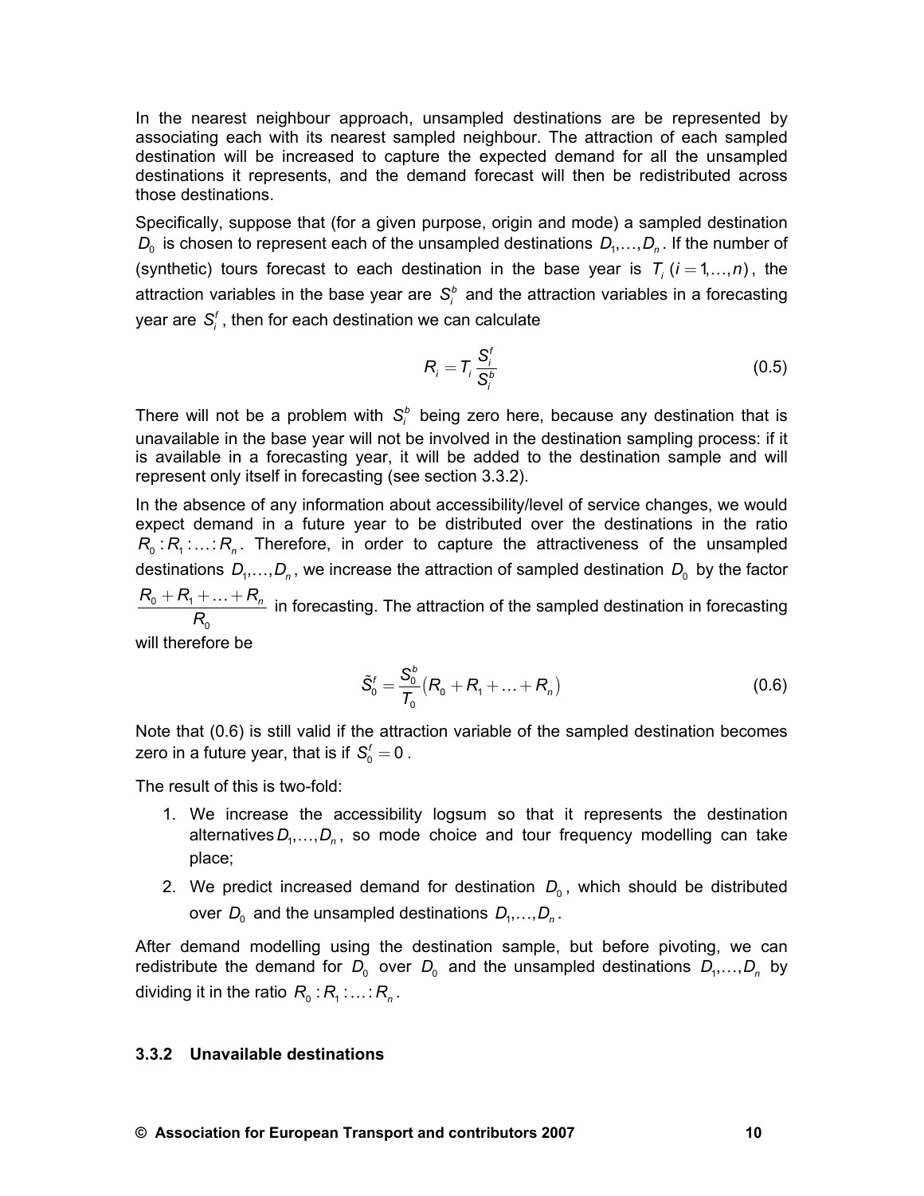In the nearest neighbour approach, unsampled destinations are be represented by associating each with its nearest sampled neighbour. The attraction of each sampled destination will be increased to capture the expected demand for all the unsampled destinations it represents, and the demand forecast will then be redistributed across those destinations.

Specifically, suppose that (for a given purpose, origin and mode) a sampled destination $D_0$ is chosen to represent each of the unsampled destinations $D_1, \ldots, D_n$. If the number of (synthetic) tours forecast to each destination in the base year is $T_i \ (i = 1, \ldots, n)$, the attraction variables in the base year are $S_i^b$ and the attraction variables in a forecasting year are $S_i^f$, then for each destination we can calculate

$$R_i = T_i \frac{S_i^f}{S_i^b} \tag{0.5}$$

There will not be a problem with $S_i^b$ being zero here, because any destination that is unavailable in the base year will not be involved in the destination sampling process: if it is available in a forecasting year, it will be added to the destination sample and will represent only itself in forecasting (see section 3.3.2).

In the absence of any information about accessibility/level of service changes, we would expect demand in a future year to be distributed over the destinations in the ratio $R_0 : R_1 : \ldots : R_n$. Therefore, in order to capture the attractiveness of the unsampled destinations $D_1, \ldots, D_n$, we increase the attraction of sampled destination $D_0$ by the factor $\frac{R_0 + R_1 + \ldots + R_n}{R_0}$ in forecasting. The attraction of the sampled destination in forecasting will therefore be

$$\tilde{S}_0^f = \frac{S_0^b}{T_0} \left( R_0 + R_1 + \ldots + R_n \right) \tag{0.6}$$

Note that (0.6) is still valid if the attraction variable of the sampled destination becomes zero in a future year, that is if $S_0^f = 0$.

The result of this is two-fold:

1. We increase the accessibility logsum so that it represents the destination alternatives $D_1, \ldots, D_n$, so mode choice and tour frequency modelling can take place;
2. We predict increased demand for destination $D_0$, which should be distributed over $D_0$ and the unsampled destinations $D_1, \ldots, D_n$.

After demand modelling using the destination sample, but before pivoting, we can redistribute the demand for $D_0$ over $D_0$ and the unsampled destinations $D_1, \ldots, D_n$ by dividing it in the ratio $R_0 : R_1 : \ldots : R_n$.

### 3.3.2 Unavailable destinations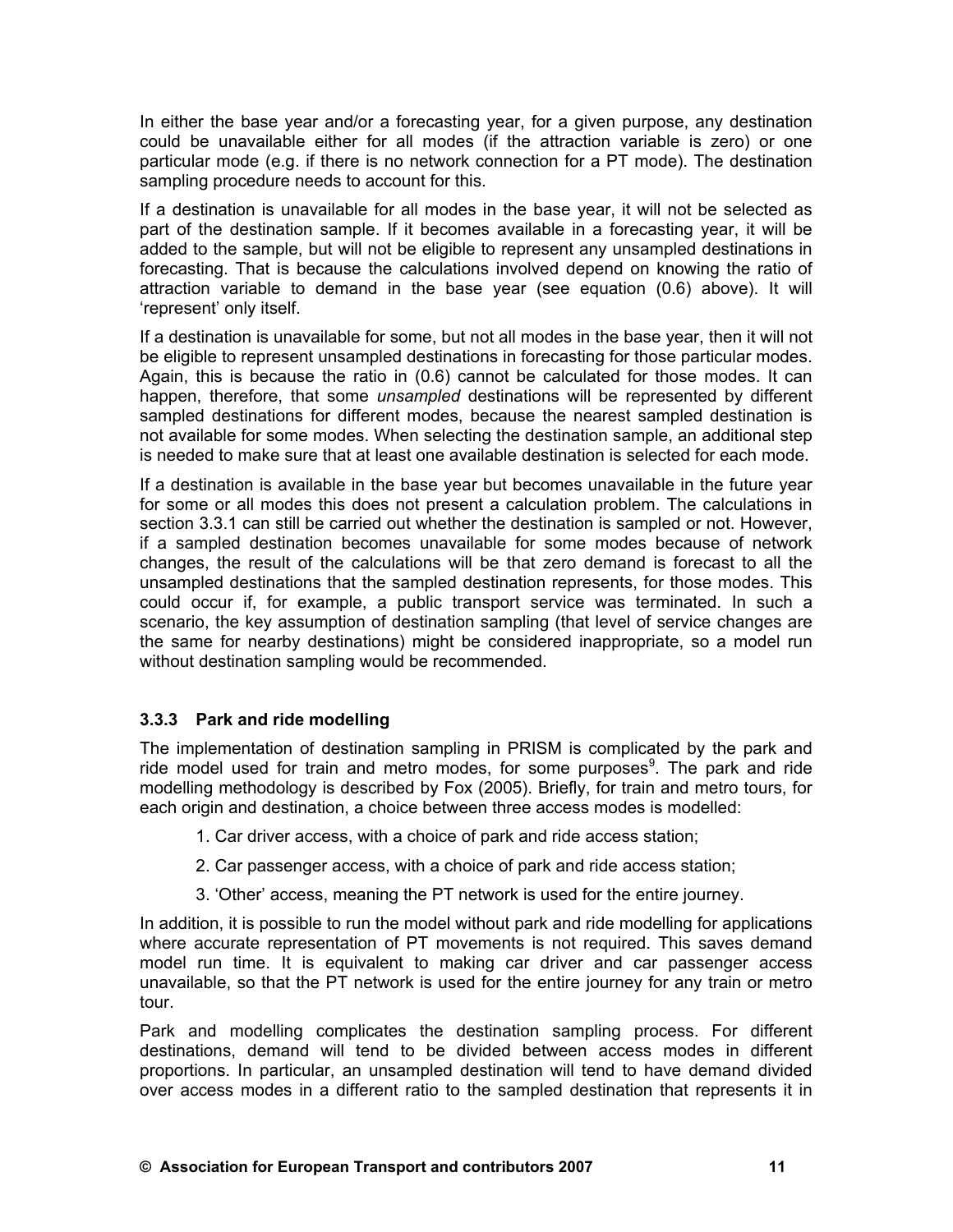In either the base year and/or a forecasting year, for a given purpose, any destination could be unavailable either for all modes (if the attraction variable is zero) or one particular mode (e.g. if there is no network connection for a PT mode). The destination sampling procedure needs to account for this.

If a destination is unavailable for all modes in the base year, it will not be selected as part of the destination sample. If it becomes available in a forecasting year, it will be added to the sample, but will not be eligible to represent any unsampled destinations in forecasting. That is because the calculations involved depend on knowing the ratio of attraction variable to demand in the base year (see equation (0.6) above). It will 'represent' only itself.

If a destination is unavailable for some, but not all modes in the base year, then it will not be eligible to represent unsampled destinations in forecasting for those particular modes. Again, this is because the ratio in (0.6) cannot be calculated for those modes. It can happen, therefore, that some *unsampled* destinations will be represented by different sampled destinations for different modes, because the nearest sampled destination is not available for some modes. When selecting the destination sample, an additional step is needed to make sure that at least one available destination is selected for each mode.

If a destination is available in the base year but becomes unavailable in the future year for some or all modes this does not present a calculation problem. The calculations in section 3.3.1 can still be carried out whether the destination is sampled or not. However, if a sampled destination becomes unavailable for some modes because of network changes, the result of the calculations will be that zero demand is forecast to all the unsampled destinations that the sampled destination represents, for those modes. This could occur if, for example, a public transport service was terminated. In such a scenario, the key assumption of destination sampling (that level of service changes are the same for nearby destinations) might be considered inappropriate, so a model run without destination sampling would be recommended.

### 3.3.3 Park and ride modelling

The implementation of destination sampling in PRISM is complicated by the park and ride model used for train and metro modes, for some purposes[9]. The park and ride modelling methodology is described by Fox (2005). Briefly, for train and metro tours, for each origin and destination, a choice between three access modes is modelled:

1. Car driver access, with a choice of park and ride access station;
2. Car passenger access, with a choice of park and ride access station;
3. 'Other' access, meaning the PT network is used for the entire journey.

In addition, it is possible to run the model without park and ride modelling for applications where accurate representation of PT movements is not required. This saves demand model run time. It is equivalent to making car driver and car passenger access unavailable, so that the PT network is used for the entire journey for any train or metro tour.

Park and modelling complicates the destination sampling process. For different destinations, demand will tend to be divided between access modes in different proportions. In particular, an unsampled destination will tend to have demand divided over access modes in a different ratio to the sampled destination that represents it in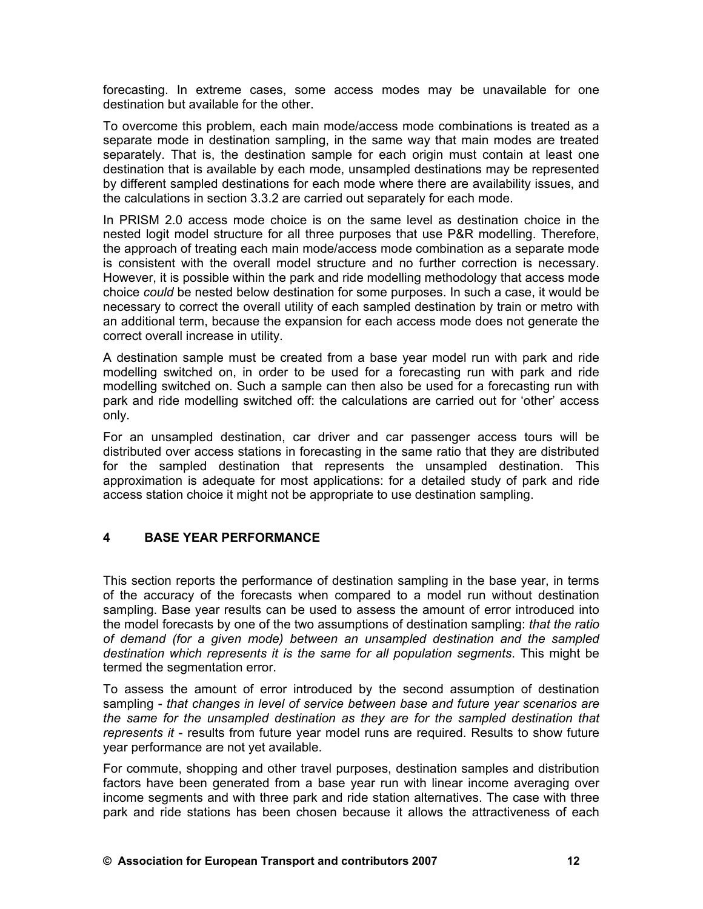forecasting. In extreme cases, some access modes may be unavailable for one destination but available for the other.

To overcome this problem, each main mode/access mode combinations is treated as a separate mode in destination sampling, in the same way that main modes are treated separately. That is, the destination sample for each origin must contain at least one destination that is available by each mode, unsampled destinations may be represented by different sampled destinations for each mode where there are availability issues, and the calculations in section 3.3.2 are carried out separately for each mode.

In PRISM 2.0 access mode choice is on the same level as destination choice in the nested logit model structure for all three purposes that use P&R modelling. Therefore, the approach of treating each main mode/access mode combination as a separate mode is consistent with the overall model structure and no further correction is necessary. However, it is possible within the park and ride modelling methodology that access mode choice *could* be nested below destination for some purposes. In such a case, it would be necessary to correct the overall utility of each sampled destination by train or metro with an additional term, because the expansion for each access mode does not generate the correct overall increase in utility.

A destination sample must be created from a base year model run with park and ride modelling switched on, in order to be used for a forecasting run with park and ride modelling switched on. Such a sample can then also be used for a forecasting run with park and ride modelling switched off: the calculations are carried out for 'other' access only.

For an unsampled destination, car driver and car passenger access tours will be distributed over access stations in forecasting in the same ratio that they are distributed for the sampled destination that represents the unsampled destination. This approximation is adequate for most applications: for a detailed study of park and ride access station choice it might not be appropriate to use destination sampling.

# 4 BASE YEAR PERFORMANCE

This section reports the performance of destination sampling in the base year, in terms of the accuracy of the forecasts when compared to a model run without destination sampling. Base year results can be used to assess the amount of error introduced into the model forecasts by one of the two assumptions of destination sampling: *that the ratio of demand (for a given mode) between an unsampled destination and the sampled destination which represents it is the same for all population segments*. This might be termed the segmentation error.

To assess the amount of error introduced by the second assumption of destination sampling - *that changes in level of service between base and future year scenarios are the same for the unsampled destination as they are for the sampled destination that represents it* - results from future year model runs are required. Results to show future year performance are not yet available.

For commute, shopping and other travel purposes, destination samples and distribution factors have been generated from a base year run with linear income averaging over income segments and with three park and ride station alternatives. The case with three park and ride stations has been chosen because it allows the attractiveness of each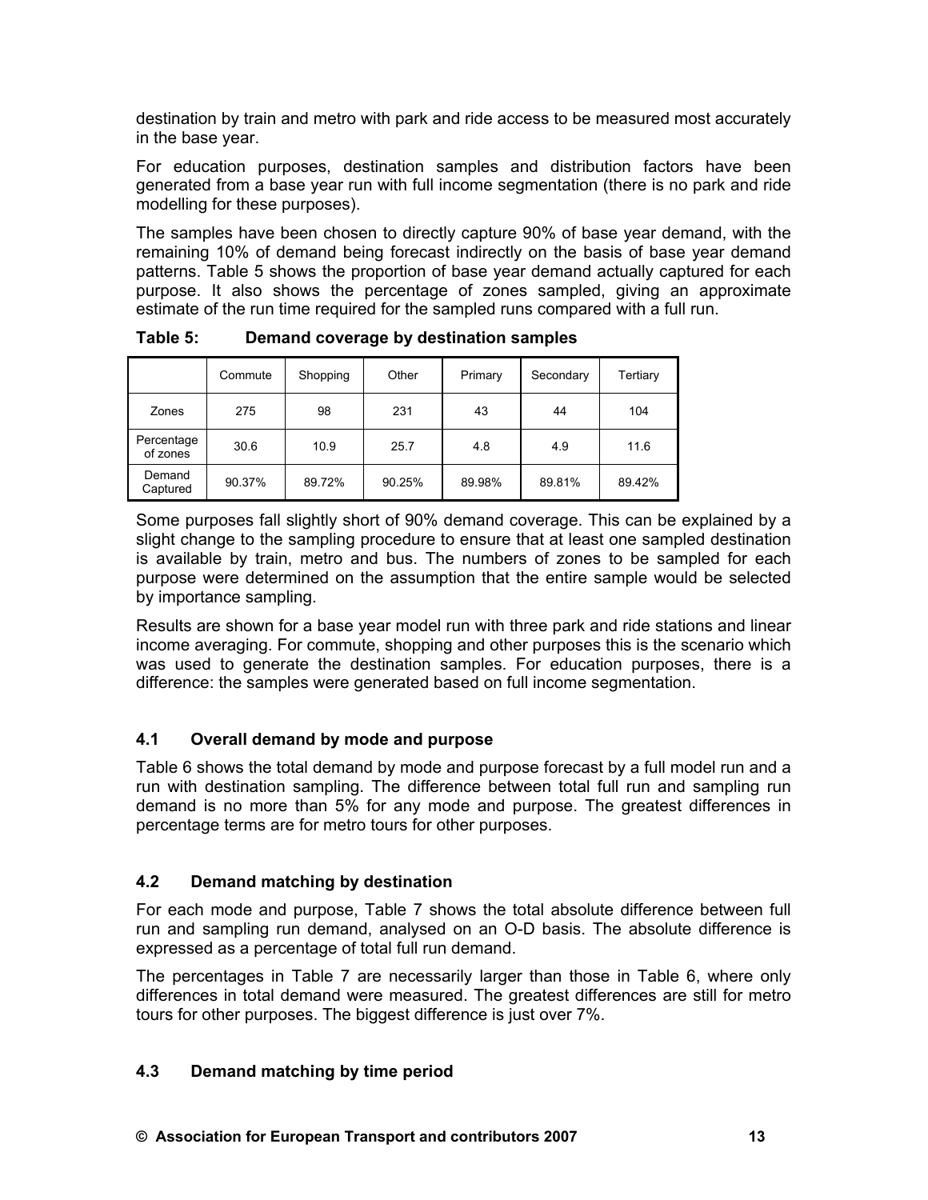destination by train and metro with park and ride access to be measured most accurately in the base year.

For education purposes, destination samples and distribution factors have been generated from a base year run with full income segmentation (there is no park and ride modelling for these purposes).

The samples have been chosen to directly capture 90% of base year demand, with the remaining 10% of demand being forecast indirectly on the basis of base year demand patterns. Table 5 shows the proportion of base year demand actually captured for each purpose. It also shows the percentage of zones sampled, giving an approximate estimate of the run time required for the sampled runs compared with a full run.

**Table 5: Demand coverage by destination samples**

| | Commute | Shopping | Other | Primary | Secondary | Tertiary |
|---|---|---|---|---|---|---|
| Zones | 275 | 98 | 231 | 43 | 44 | 104 |
| Percentage of zones | 30.6 | 10.9 | 25.7 | 4.8 | 4.9 | 11.6 |
| Demand Captured | 90.37% | 89.72% | 90.25% | 89.98% | 89.81% | 89.42% |

Some purposes fall slightly short of 90% demand coverage. This can be explained by a slight change to the sampling procedure to ensure that at least one sampled destination is available by train, metro and bus. The numbers of zones to be sampled for each purpose were determined on the assumption that the entire sample would be selected by importance sampling.

Results are shown for a base year model run with three park and ride stations and linear income averaging. For commute, shopping and other purposes this is the scenario which was used to generate the destination samples. For education purposes, there is a difference: the samples were generated based on full income segmentation.

### 4.1 Overall demand by mode and purpose

Table 6 shows the total demand by mode and purpose forecast by a full model run and a run with destination sampling. The difference between total full run and sampling run demand is no more than 5% for any mode and purpose. The greatest differences in percentage terms are for metro tours for other purposes.

### 4.2 Demand matching by destination

For each mode and purpose, Table 7 shows the total absolute difference between full run and sampling run demand, analysed on an O-D basis. The absolute difference is expressed as a percentage of total full run demand.

The percentages in Table 7 are necessarily larger than those in Table 6, where only differences in total demand were measured. The greatest differences are still for metro tours for other purposes. The biggest difference is just over 7%.

### 4.3 Demand matching by time period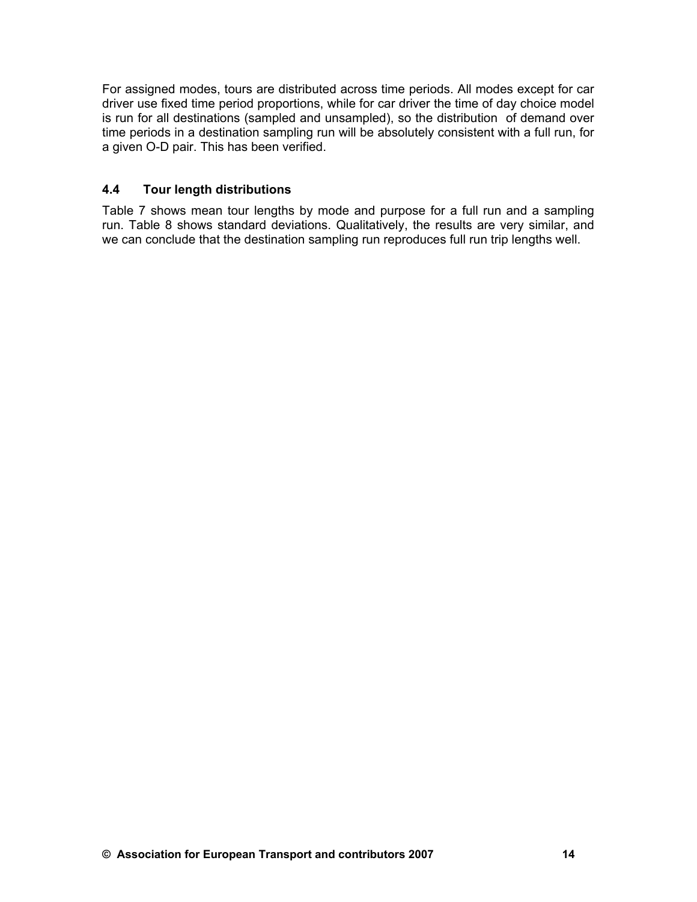For assigned modes, tours are distributed across time periods. All modes except for car driver use fixed time period proportions, while for car driver the time of day choice model is run for all destinations (sampled and unsampled), so the distribution of demand over time periods in a destination sampling run will be absolutely consistent with a full run, for a given O-D pair. This has been verified.

### 4.4 Tour length distributions

Table 7 shows mean tour lengths by mode and purpose for a full run and a sampling run. Table 8 shows standard deviations. Qualitatively, the results are very similar, and we can conclude that the destination sampling run reproduces full run trip lengths well.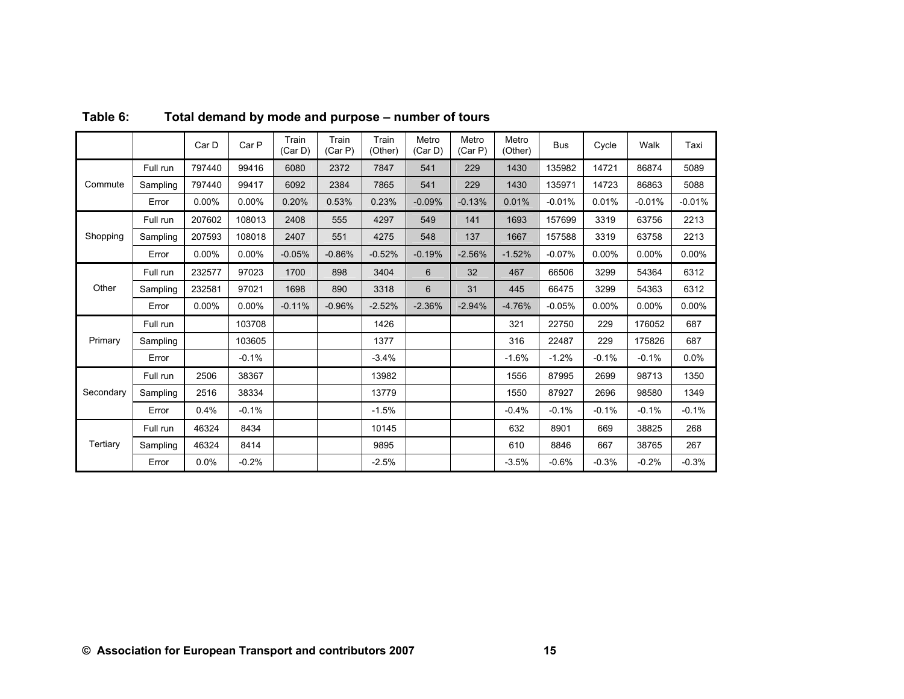**Table 6: Total demand by mode and purpose – number of tours**

| | | Car D | Car P | Train (Car D) | Train (Car P) | Train (Other) | Metro (Car D) | Metro (Car P) | Metro (Other) | Bus | Cycle | Walk | Taxi |
|---|---|---|---|---|---|---|---|---|---|---|---|---|---|
| Commute | Full run | 797440 | 99416 | 6080 | 2372 | 7847 | 541 | 229 | 1430 | 135982 | 14721 | 86874 | 5089 |
| | Sampling | 797440 | 99417 | 6092 | 2384 | 7865 | 541 | 229 | 1430 | 135971 | 14723 | 86863 | 5088 |
| | Error | 0.00% | 0.00% | 0.20% | 0.53% | 0.23% | -0.09% | -0.13% | 0.01% | -0.01% | 0.01% | -0.01% | -0.01% |
| Shopping | Full run | 207602 | 108013 | 2408 | 555 | 4297 | 549 | 141 | 1693 | 157699 | 3319 | 63756 | 2213 |
| | Sampling | 207593 | 108018 | 2407 | 551 | 4275 | 548 | 137 | 1667 | 157588 | 3319 | 63758 | 2213 |
| | Error | 0.00% | 0.00% | -0.05% | -0.86% | -0.52% | -0.19% | -2.56% | -1.52% | -0.07% | 0.00% | 0.00% | 0.00% |
| Other | Full run | 232577 | 97023 | 1700 | 898 | 3404 | 6 | 32 | 467 | 66506 | 3299 | 54364 | 6312 |
| | Sampling | 232581 | 97021 | 1698 | 890 | 3318 | 6 | 31 | 445 | 66475 | 3299 | 54363 | 6312 |
| | Error | 0.00% | 0.00% | -0.11% | -0.96% | -2.52% | -2.36% | -2.94% | -4.76% | -0.05% | 0.00% | 0.00% | 0.00% |
| Primary | Full run | | 103708 | | | 1426 | | | 321 | 22750 | 229 | 176052 | 687 |
| | Sampling | | 103605 | | | 1377 | | | 316 | 22487 | 229 | 175826 | 687 |
| | Error | | -0.1% | | | -3.4% | | | -1.6% | -1.2% | -0.1% | -0.1% | 0.0% |
| Secondary | Full run | 2506 | 38367 | | | 13982 | | | 1556 | 87995 | 2699 | 98713 | 1350 |
| | Sampling | 2516 | 38334 | | | 13779 | | | 1550 | 87927 | 2696 | 98580 | 1349 |
| | Error | 0.4% | -0.1% | | | -1.5% | | | -0.4% | -0.1% | -0.1% | -0.1% | -0.1% |
| Tertiary | Full run | 46324 | 8434 | | | 10145 | | | 632 | 8901 | 669 | 38825 | 268 |
| | Sampling | 46324 | 8414 | | | 9895 | | | 610 | 8846 | 667 | 38765 | 267 |
| | Error | 0.0% | -0.2% | | | -2.5% | | | -3.5% | -0.6% | -0.3% | -0.2% | -0.3% |

© Association for European Transport and contributors 2007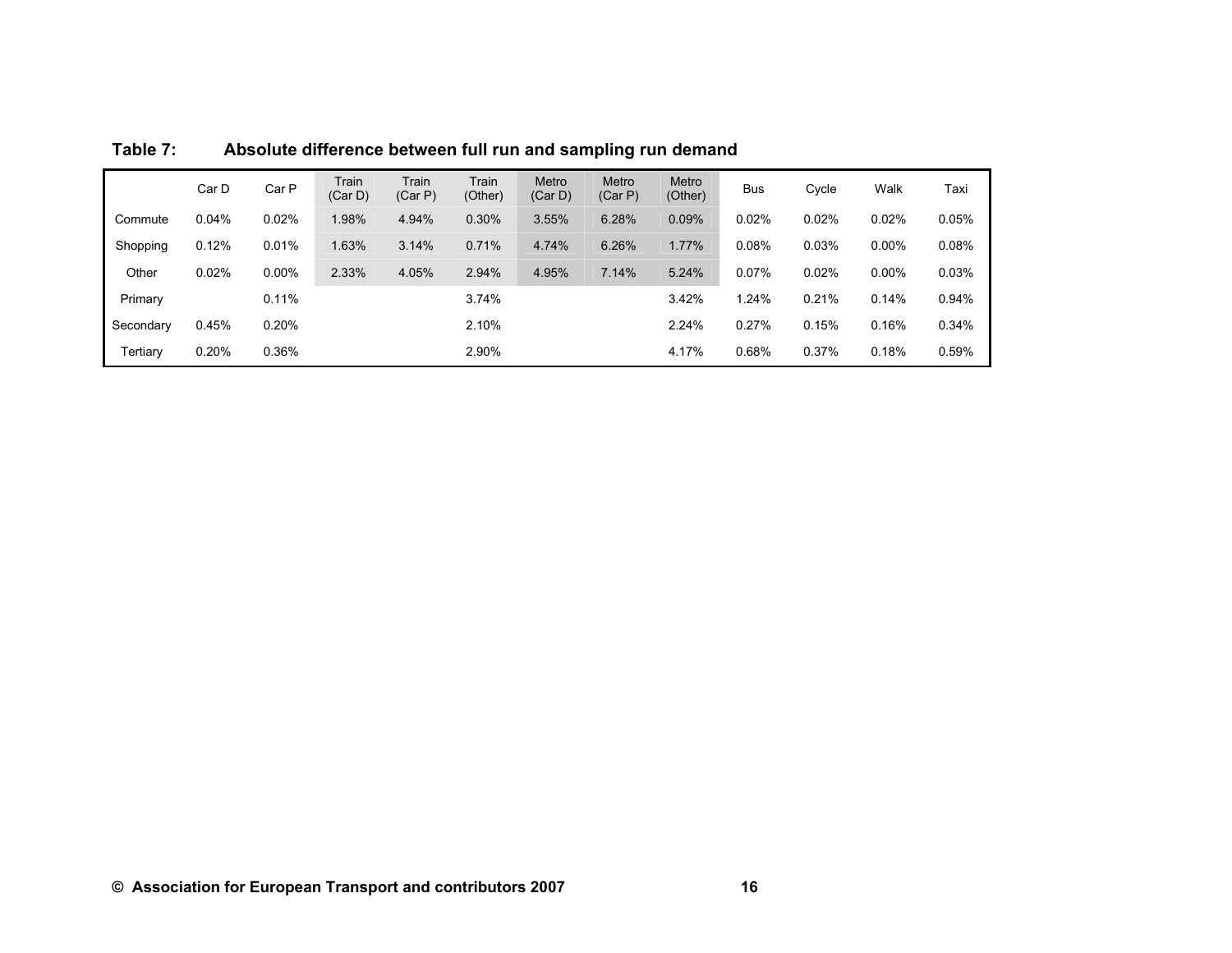**Table 7: Absolute difference between full run and sampling run demand**

| | Car D | Car P | Train (Car D) | Train (Car P) | Train (Other) | Metro (Car D) | Metro (Car P) | Metro (Other) | Bus | Cycle | Walk | Taxi |
|---|---|---|---|---|---|---|---|---|---|---|---|---|
| Commute | 0.04% | 0.02% | 1.98% | 4.94% | 0.30% | 3.55% | 6.28% | 0.09% | 0.02% | 0.02% | 0.02% | 0.05% |
| Shopping | 0.12% | 0.01% | 1.63% | 3.14% | 0.71% | 4.74% | 6.26% | 1.77% | 0.08% | 0.03% | 0.00% | 0.08% |
| Other | 0.02% | 0.00% | 2.33% | 4.05% | 2.94% | 4.95% | 7.14% | 5.24% | 0.07% | 0.02% | 0.00% | 0.03% |
| Primary | | 0.11% | | | 3.74% | | | 3.42% | 1.24% | 0.21% | 0.14% | 0.94% |
| Secondary | 0.45% | 0.20% | | | 2.10% | | | 2.24% | 0.27% | 0.15% | 0.16% | 0.34% |
| Tertiary | 0.20% | 0.36% | | | 2.90% | | | 4.17% | 0.68% | 0.37% | 0.18% | 0.59% |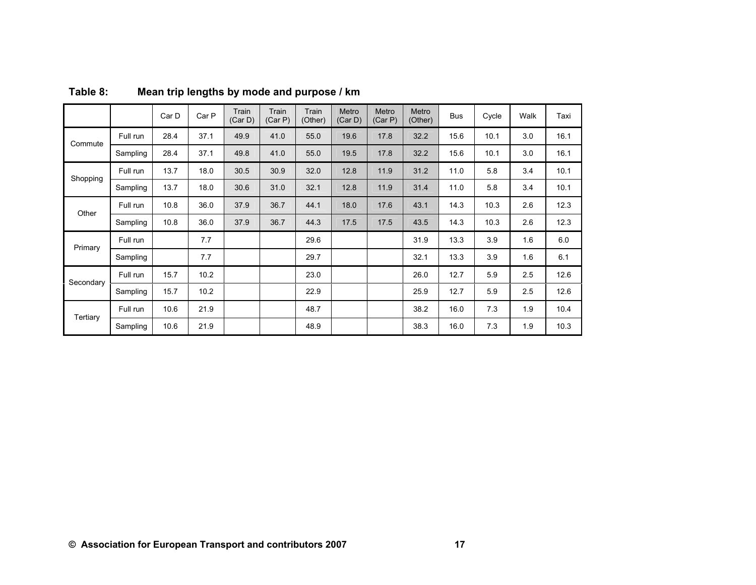**Table 8: Mean trip lengths by mode and purpose / km**

| | | Car D | Car P | Train (Car D) | Train (Car P) | Train (Other) | Metro (Car D) | Metro (Car P) | Metro (Other) | Bus | Cycle | Walk | Taxi |
|---|---|---|---|---|---|---|---|---|---|---|---|---|---|
| Commute | Full run | 28.4 | 37.1 | 49.9 | 41.0 | 55.0 | 19.6 | 17.8 | 32.2 | 15.6 | 10.1 | 3.0 | 16.1 |
| | Sampling | 28.4 | 37.1 | 49.8 | 41.0 | 55.0 | 19.5 | 17.8 | 32.2 | 15.6 | 10.1 | 3.0 | 16.1 |
| Shopping | Full run | 13.7 | 18.0 | 30.5 | 30.9 | 32.0 | 12.8 | 11.9 | 31.2 | 11.0 | 5.8 | 3.4 | 10.1 |
| | Sampling | 13.7 | 18.0 | 30.6 | 31.0 | 32.1 | 12.8 | 11.9 | 31.4 | 11.0 | 5.8 | 3.4 | 10.1 |
| Other | Full run | 10.8 | 36.0 | 37.9 | 36.7 | 44.1 | 18.0 | 17.6 | 43.1 | 14.3 | 10.3 | 2.6 | 12.3 |
| | Sampling | 10.8 | 36.0 | 37.9 | 36.7 | 44.3 | 17.5 | 17.5 | 43.5 | 14.3 | 10.3 | 2.6 | 12.3 |
| Primary | Full run | | 7.7 | | | 29.6 | | | 31.9 | 13.3 | 3.9 | 1.6 | 6.0 |
| | Sampling | | 7.7 | | | 29.7 | | | 32.1 | 13.3 | 3.9 | 1.6 | 6.1 |
| Secondary | Full run | 15.7 | 10.2 | | | 23.0 | | | 26.0 | 12.7 | 5.9 | 2.5 | 12.6 |
| | Sampling | 15.7 | 10.2 | | | 22.9 | | | 25.9 | 12.7 | 5.9 | 2.5 | 12.6 |
| Tertiary | Full run | 10.6 | 21.9 | | | 48.7 | | | 38.2 | 16.0 | 7.3 | 1.9 | 10.4 |
| | Sampling | 10.6 | 21.9 | | | 48.9 | | | 38.3 | 16.0 | 7.3 | 1.9 | 10.3 |

**© Association for European Transport and contributors 2007**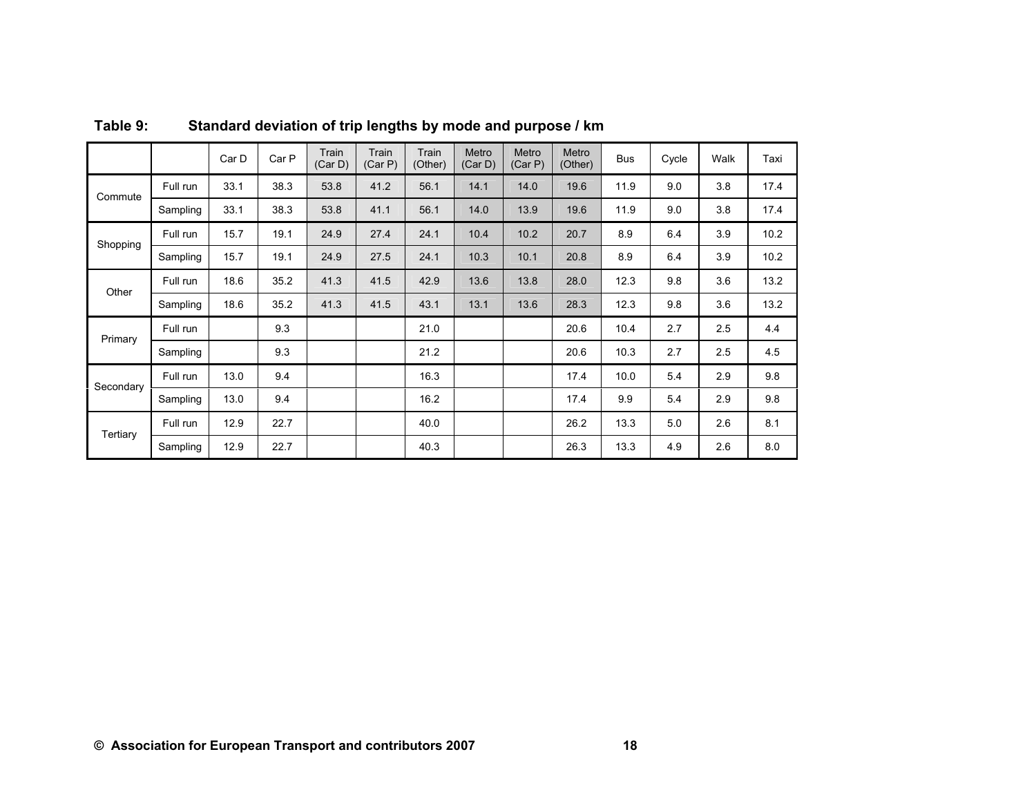**Table 9: Standard deviation of trip lengths by mode and purpose / km**

| | | Car D | Car P | Train (Car D) | Train (Car P) | Train (Other) | Metro (Car D) | Metro (Car P) | Metro (Other) | Bus | Cycle | Walk | Taxi |
|---|---|---|---|---|---|---|---|---|---|---|---|---|---|
| Commute | Full run | 33.1 | 38.3 | 53.8 | 41.2 | 56.1 | 14.1 | 14.0 | 19.6 | 11.9 | 9.0 | 3.8 | 17.4 |
| | Sampling | 33.1 | 38.3 | 53.8 | 41.1 | 56.1 | 14.0 | 13.9 | 19.6 | 11.9 | 9.0 | 3.8 | 17.4 |
| Shopping | Full run | 15.7 | 19.1 | 24.9 | 27.4 | 24.1 | 10.4 | 10.2 | 20.7 | 8.9 | 6.4 | 3.9 | 10.2 |
| | Sampling | 15.7 | 19.1 | 24.9 | 27.5 | 24.1 | 10.3 | 10.1 | 20.8 | 8.9 | 6.4 | 3.9 | 10.2 |
| Other | Full run | 18.6 | 35.2 | 41.3 | 41.5 | 42.9 | 13.6 | 13.8 | 28.0 | 12.3 | 9.8 | 3.6 | 13.2 |
| | Sampling | 18.6 | 35.2 | 41.3 | 41.5 | 43.1 | 13.1 | 13.6 | 28.3 | 12.3 | 9.8 | 3.6 | 13.2 |
| Primary | Full run | | 9.3 | | | 21.0 | | | 20.6 | 10.4 | 2.7 | 2.5 | 4.4 |
| | Sampling | | 9.3 | | | 21.2 | | | 20.6 | 10.3 | 2.7 | 2.5 | 4.5 |
| Secondary | Full run | 13.0 | 9.4 | | | 16.3 | | | 17.4 | 10.0 | 5.4 | 2.9 | 9.8 |
| | Sampling | 13.0 | 9.4 | | | 16.2 | | | 17.4 | 9.9 | 5.4 | 2.9 | 9.8 |
| Tertiary | Full run | 12.9 | 22.7 | | | 40.0 | | | 26.2 | 13.3 | 5.0 | 2.6 | 8.1 |
| | Sampling | 12.9 | 22.7 | | | 40.3 | | | 26.3 | 13.3 | 4.9 | 2.6 | 8.0 |

© Association for European Transport and contributors 2007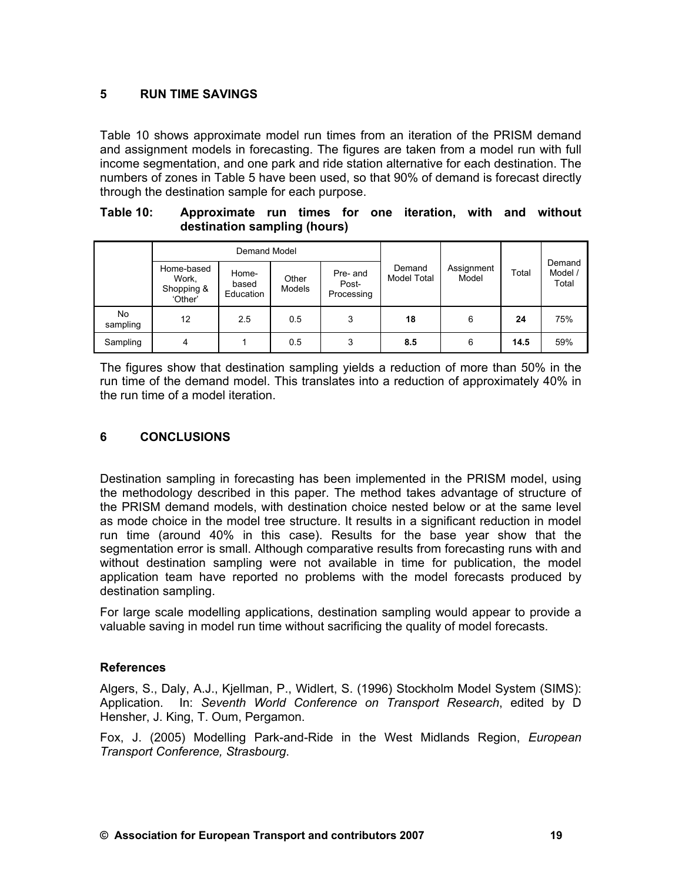## 5 RUN TIME SAVINGS

Table 10 shows approximate model run times from an iteration of the PRISM demand and assignment models in forecasting. The figures are taken from a model run with full income segmentation, and one park and ride station alternative for each destination. The numbers of zones in Table 5 have been used, so that 90% of demand is forecast directly through the destination sample for each purpose.

**Table 10: Approximate run times for one iteration, with and without destination sampling (hours)**

| | Demand Model | | | | Demand Model Total | Assignment Model | Total | Demand Model / Total |
|---|---|---|---|---|---|---|---|---|
| | Home-based Work, Shopping & 'Other' | Home-based Education | Other Models | Pre- and Post-Processing | | | | |
| No sampling | 12 | 2.5 | 0.5 | 3 | **18** | 6 | **24** | 75% |
| Sampling | 4 | 1 | 0.5 | 3 | **8.5** | 6 | **14.5** | 59% |

The figures show that destination sampling yields a reduction of more than 50% in the run time of the demand model. This translates into a reduction of approximately 40% in the run time of a model iteration.

## 6 CONCLUSIONS

Destination sampling in forecasting has been implemented in the PRISM model, using the methodology described in this paper. The method takes advantage of structure of the PRISM demand models, with destination choice nested below or at the same level as mode choice in the model tree structure. It results in a significant reduction in model run time (around 40% in this case). Results for the base year show that the segmentation error is small. Although comparative results from forecasting runs with and without destination sampling were not available in time for publication, the model application team have reported no problems with the model forecasts produced by destination sampling.

For large scale modelling applications, destination sampling would appear to provide a valuable saving in model run time without sacrificing the quality of model forecasts.

### References

Algers, S., Daly, A.J., Kjellman, P., Widlert, S. (1996) Stockholm Model System (SIMS): Application. In: *Seventh World Conference on Transport Research*, edited by D Hensher, J. King, T. Oum, Pergamon.

Fox, J. (2005) Modelling Park-and-Ride in the West Midlands Region, *European Transport Conference, Strasbourg*.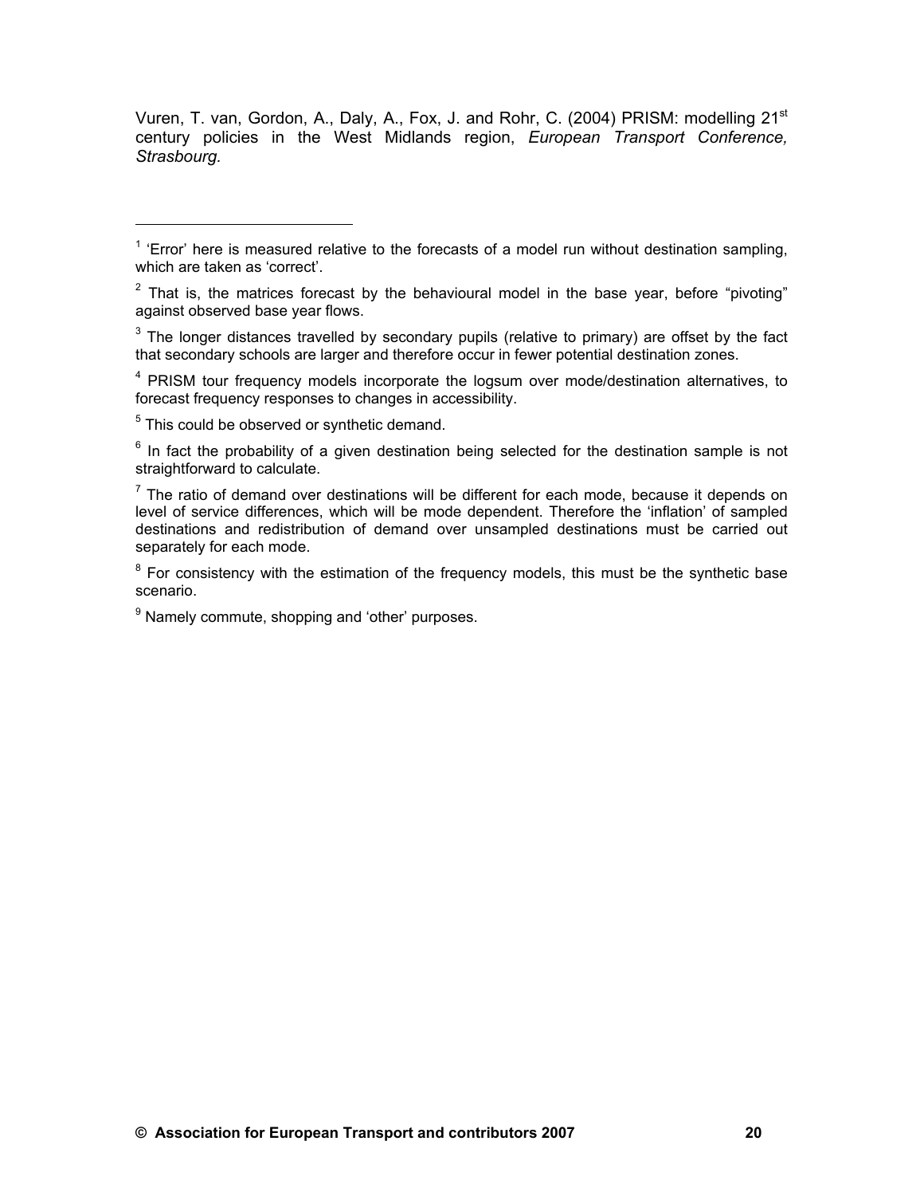Vuren, T. van, Gordon, A., Daly, A., Fox, J. and Rohr, C. (2004) PRISM: modelling 21st century policies in the West Midlands region, *European Transport Conference, Strasbourg.*

---

[1] 'Error' here is measured relative to the forecasts of a model run without destination sampling, which are taken as 'correct'.

[2] That is, the matrices forecast by the behavioural model in the base year, before "pivoting" against observed base year flows.

[3] The longer distances travelled by secondary pupils (relative to primary) are offset by the fact that secondary schools are larger and therefore occur in fewer potential destination zones.

[4] PRISM tour frequency models incorporate the logsum over mode/destination alternatives, to forecast frequency responses to changes in accessibility.

[5] This could be observed or synthetic demand.

[6] In fact the probability of a given destination being selected for the destination sample is not straightforward to calculate.

[7] The ratio of demand over destinations will be different for each mode, because it depends on level of service differences, which will be mode dependent. Therefore the 'inflation' of sampled destinations and redistribution of demand over unsampled destinations must be carried out separately for each mode.

[8] For consistency with the estimation of the frequency models, this must be the synthetic base scenario.

[9] Namely commute, shopping and 'other' purposes.